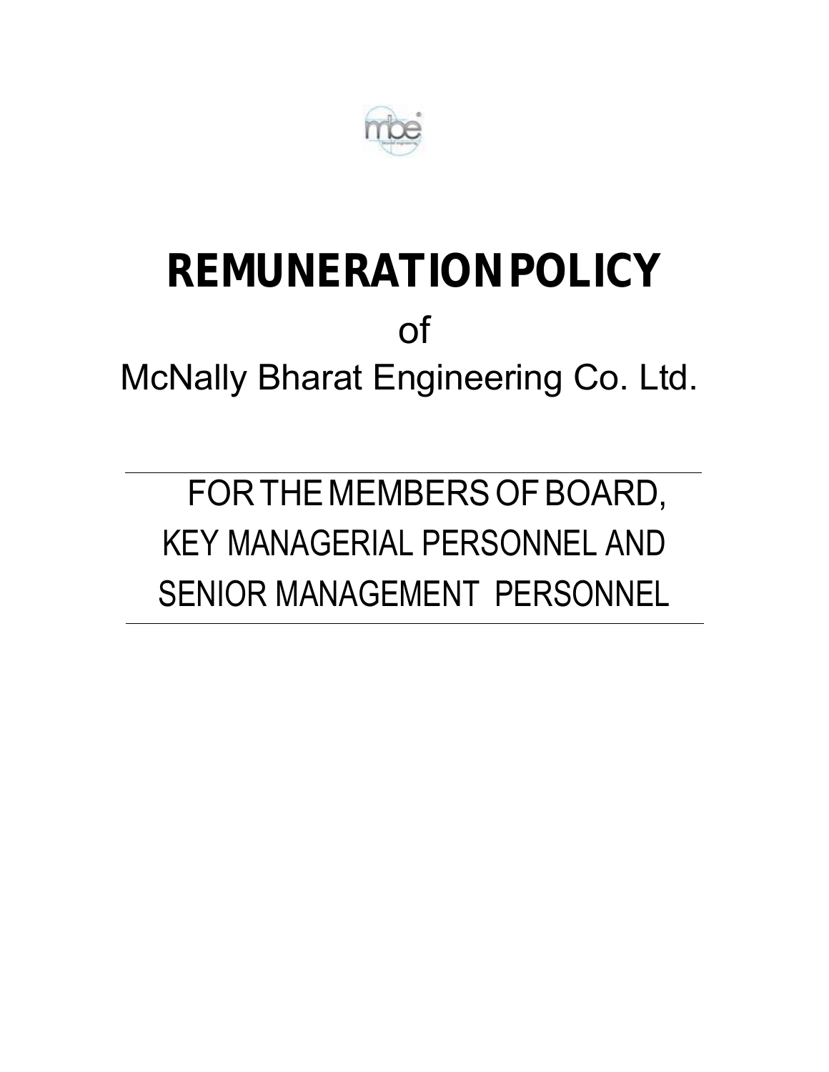# REMUNERATION POLICY

of

McNally Bharat Engineering Co. Ltd.

---

FOR THE MEMBERS OF BOARD,
KEY MANAGERIAL PERSONNEL AND
SENIOR MANAGEMENT PERSONNEL

---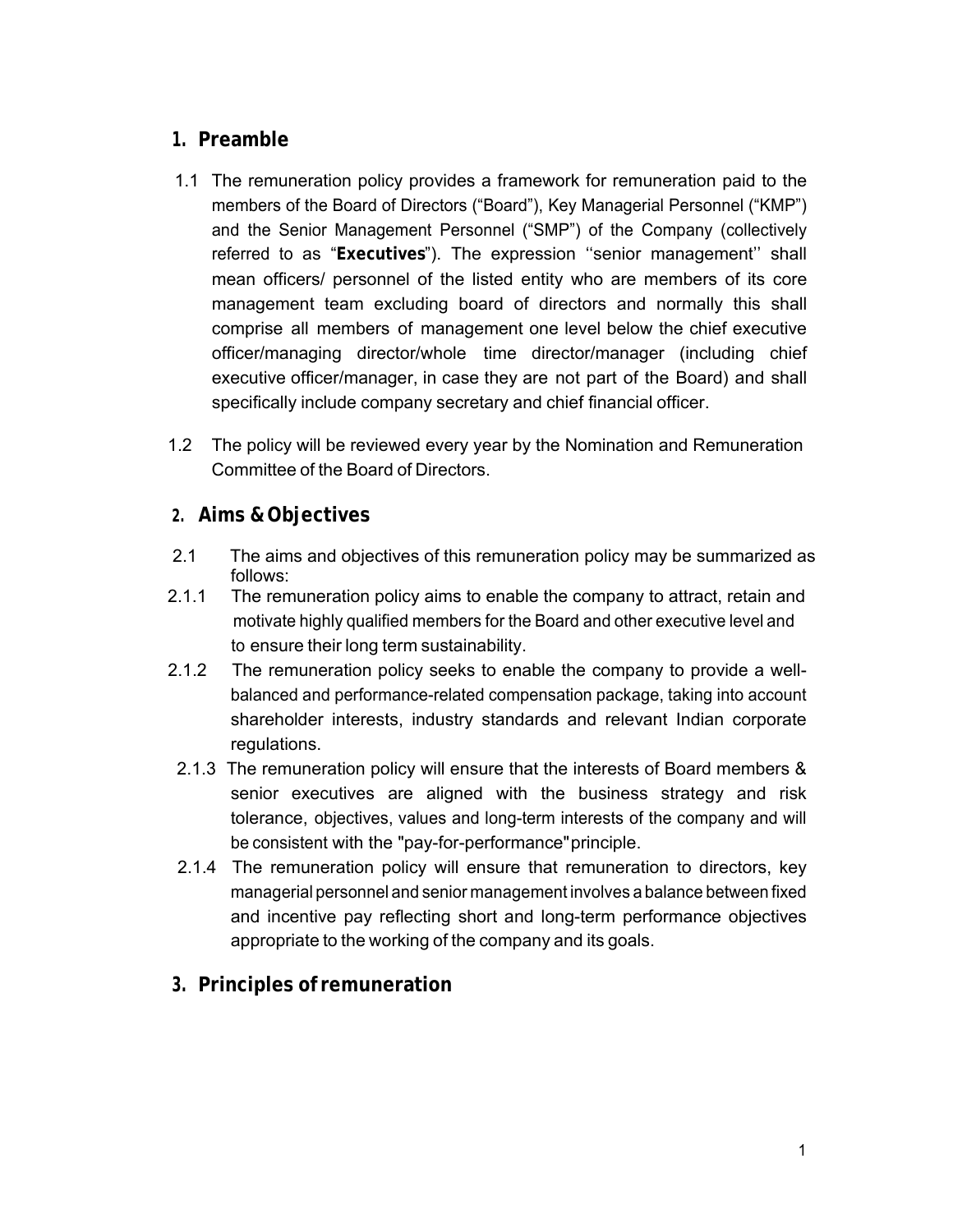## 1. Preamble

1.1 The remuneration policy provides a framework for remuneration paid to the members of the Board of Directors ("Board"), Key Managerial Personnel ("KMP") and the Senior Management Personnel ("SMP") of the Company (collectively referred to as "**Executives**"). The expression ''senior management'' shall mean officers/ personnel of the listed entity who are members of its core management team excluding board of directors and normally this shall comprise all members of management one level below the chief executive officer/managing director/whole time director/manager (including chief executive officer/manager, in case they are not part of the Board) and shall specifically include company secretary and chief financial officer.

1.2 The policy will be reviewed every year by the Nomination and Remuneration Committee of the Board of Directors.

## 2. Aims & Objectives

2.1 The aims and objectives of this remuneration policy may be summarized as follows:

2.1.1 The remuneration policy aims to enable the company to attract, retain and motivate highly qualified members for the Board and other executive level and to ensure their long term sustainability.

2.1.2 The remuneration policy seeks to enable the company to provide a well-balanced and performance-related compensation package, taking into account shareholder interests, industry standards and relevant Indian corporate regulations.

2.1.3 The remuneration policy will ensure that the interests of Board members & senior executives are aligned with the business strategy and risk tolerance, objectives, values and long-term interests of the company and will be consistent with the "pay-for-performance" principle.

2.1.4 The remuneration policy will ensure that remuneration to directors, key managerial personnel and senior management involves a balance between fixed and incentive pay reflecting short and long-term performance objectives appropriate to the working of the company and its goals.

## 3. Principles of remuneration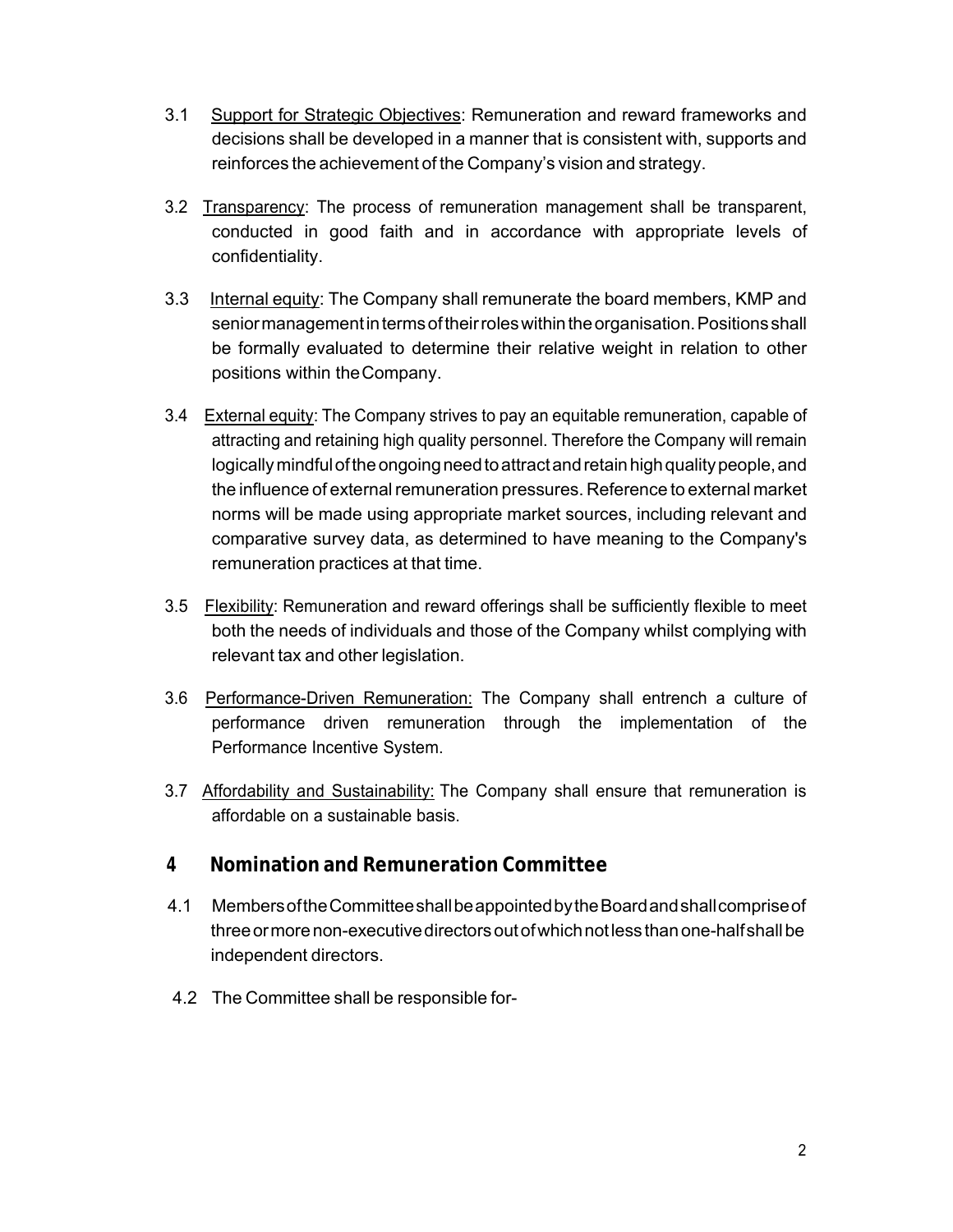3.1 Support for Strategic Objectives: Remuneration and reward frameworks and decisions shall be developed in a manner that is consistent with, supports and reinforces the achievement of the Company's vision and strategy.

3.2 Transparency: The process of remuneration management shall be transparent, conducted in good faith and in accordance with appropriate levels of confidentiality.

3.3 Internal equity: The Company shall remunerate the board members, KMP and senior management in terms of their roles within the organisation. Positions shall be formally evaluated to determine their relative weight in relation to other positions within the Company.

3.4 External equity: The Company strives to pay an equitable remuneration, capable of attracting and retaining high quality personnel. Therefore the Company will remain logically mindful of the ongoing need to attract and retain high quality people, and the influence of external remuneration pressures. Reference to external market norms will be made using appropriate market sources, including relevant and comparative survey data, as determined to have meaning to the Company's remuneration practices at that time.

3.5 Flexibility: Remuneration and reward offerings shall be sufficiently flexible to meet both the needs of individuals and those of the Company whilst complying with relevant tax and other legislation.

3.6 Performance-Driven Remuneration: The Company shall entrench a culture of performance driven remuneration through the implementation of the Performance Incentive System.

3.7 Affordability and Sustainability: The Company shall ensure that remuneration is affordable on a sustainable basis.

## 4 Nomination and Remuneration Committee

4.1 Members of the Committee shall be appointed by the Board and shall comprise of three or more non-executive directors out of which not less than one-half shall be independent directors.

4.2 The Committee shall be responsible for-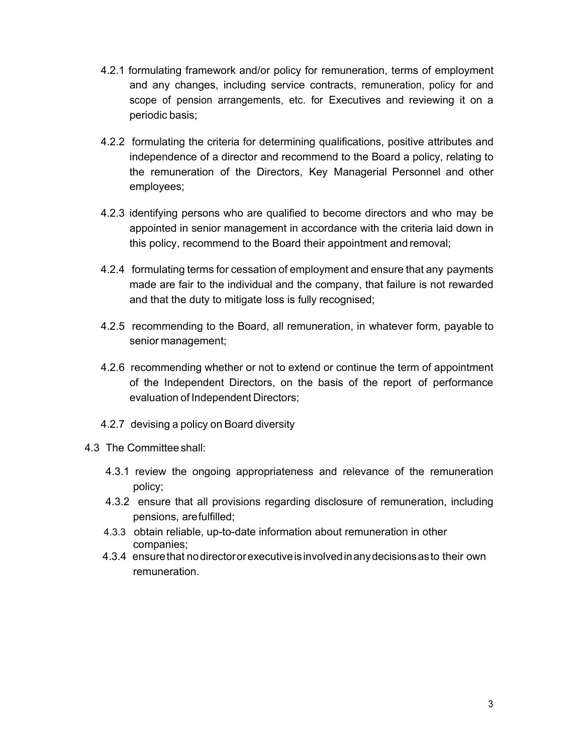4.2.1 formulating framework and/or policy for remuneration, terms of employment and any changes, including service contracts, remuneration, policy for and scope of pension arrangements, etc. for Executives and reviewing it on a periodic basis;

4.2.2 formulating the criteria for determining qualifications, positive attributes and independence of a director and recommend to the Board a policy, relating to the remuneration of the Directors, Key Managerial Personnel and other employees;

4.2.3 identifying persons who are qualified to become directors and who may be appointed in senior management in accordance with the criteria laid down in this policy, recommend to the Board their appointment and removal;

4.2.4 formulating terms for cessation of employment and ensure that any payments made are fair to the individual and the company, that failure is not rewarded and that the duty to mitigate loss is fully recognised;

4.2.5 recommending to the Board, all remuneration, in whatever form, payable to senior management;

4.2.6 recommending whether or not to extend or continue the term of appointment of the Independent Directors, on the basis of the report of performance evaluation of Independent Directors;

4.2.7 devising a policy on Board diversity

4.3 The Committee shall:

4.3.1 review the ongoing appropriateness and relevance of the remuneration policy;

4.3.2 ensure that all provisions regarding disclosure of remuneration, including pensions, are fulfilled;

4.3.3 obtain reliable, up-to-date information about remuneration in other companies;

4.3.4 ensure that no director or executive is involved in any decisions as to their own remuneration.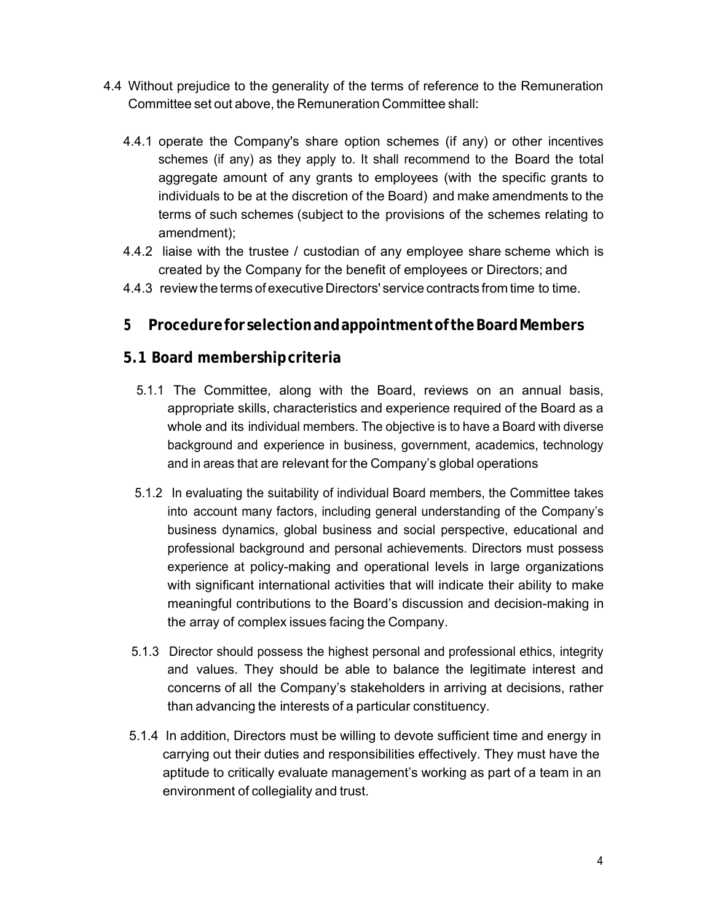4.4 Without prejudice to the generality of the terms of reference to the Remuneration Committee set out above, the Remuneration Committee shall:

4.4.1 operate the Company's share option schemes (if any) or other incentives schemes (if any) as they apply to. It shall recommend to the Board the total aggregate amount of any grants to employees (with the specific grants to individuals to be at the discretion of the Board) and make amendments to the terms of such schemes (subject to the provisions of the schemes relating to amendment);

4.4.2 liaise with the trustee / custodian of any employee share scheme which is created by the Company for the benefit of employees or Directors; and

4.4.3 review the terms of executive Directors' service contracts from time to time.

## 5 Procedure for selection and appointment of the Board Members

### 5.1 Board membership criteria

5.1.1 The Committee, along with the Board, reviews on an annual basis, appropriate skills, characteristics and experience required of the Board as a whole and its individual members. The objective is to have a Board with diverse background and experience in business, government, academics, technology and in areas that are relevant for the Company's global operations

5.1.2 In evaluating the suitability of individual Board members, the Committee takes into account many factors, including general understanding of the Company's business dynamics, global business and social perspective, educational and professional background and personal achievements. Directors must possess experience at policy-making and operational levels in large organizations with significant international activities that will indicate their ability to make meaningful contributions to the Board's discussion and decision-making in the array of complex issues facing the Company.

5.1.3 Director should possess the highest personal and professional ethics, integrity and values. They should be able to balance the legitimate interest and concerns of all the Company's stakeholders in arriving at decisions, rather than advancing the interests of a particular constituency.

5.1.4 In addition, Directors must be willing to devote sufficient time and energy in carrying out their duties and responsibilities effectively. They must have the aptitude to critically evaluate management's working as part of a team in an environment of collegiality and trust.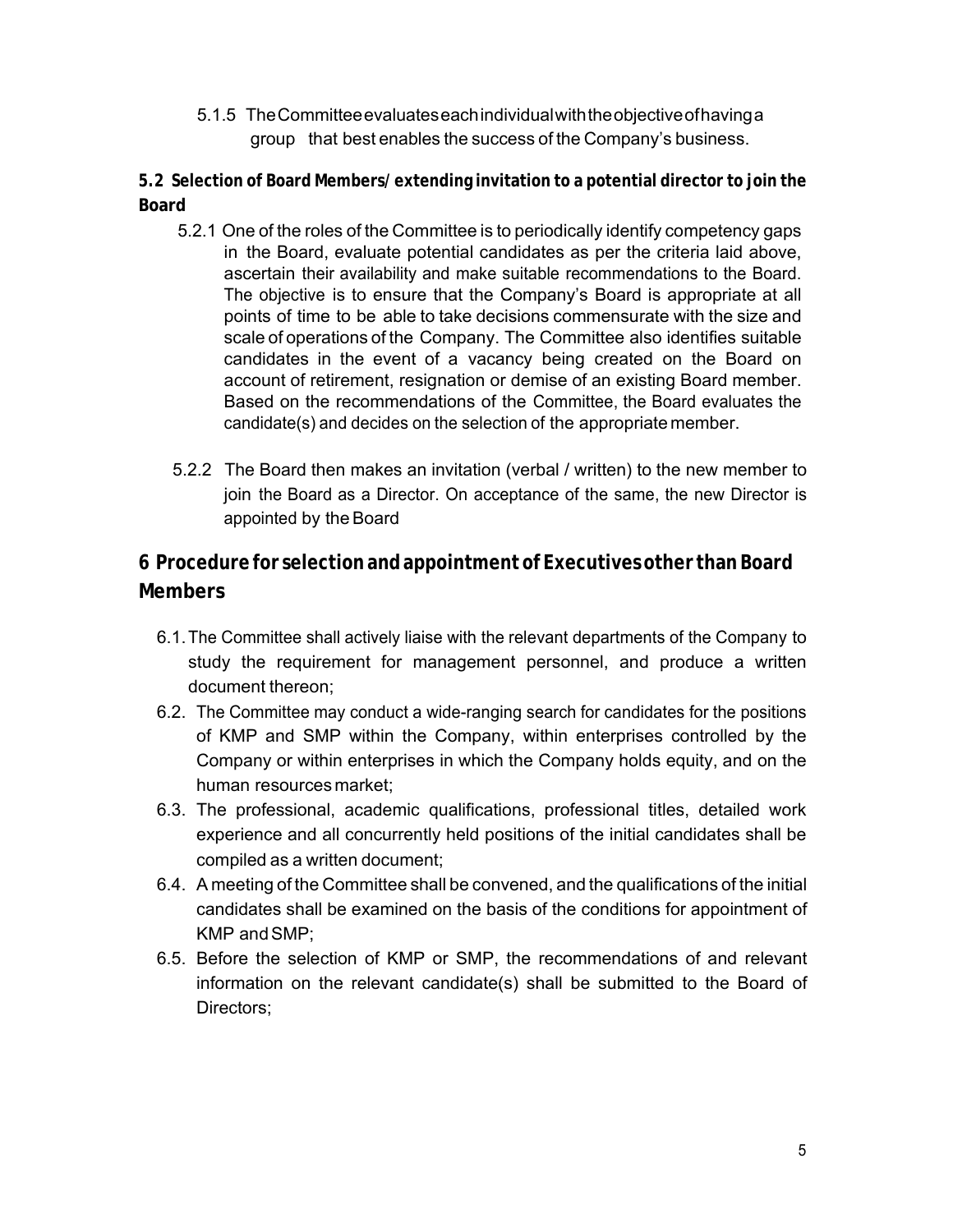5.1.5 The Committee evaluates each individual with the objective of having a group that best enables the success of the Company's business.

**5.2 Selection of Board Members/ extending invitation to a potential director to join the Board**

5.2.1 One of the roles of the Committee is to periodically identify competency gaps in the Board, evaluate potential candidates as per the criteria laid above, ascertain their availability and make suitable recommendations to the Board. The objective is to ensure that the Company's Board is appropriate at all points of time to be able to take decisions commensurate with the size and scale of operations of the Company. The Committee also identifies suitable candidates in the event of a vacancy being created on the Board on account of retirement, resignation or demise of an existing Board member. Based on the recommendations of the Committee, the Board evaluates the candidate(s) and decides on the selection of the appropriate member.

5.2.2 The Board then makes an invitation (verbal / written) to the new member to join the Board as a Director. On acceptance of the same, the new Director is appointed by the Board

## 6 Procedure for selection and appointment of Executives other than Board Members

6.1. The Committee shall actively liaise with the relevant departments of the Company to study the requirement for management personnel, and produce a written document thereon;

6.2. The Committee may conduct a wide-ranging search for candidates for the positions of KMP and SMP within the Company, within enterprises controlled by the Company or within enterprises in which the Company holds equity, and on the human resources market;

6.3. The professional, academic qualifications, professional titles, detailed work experience and all concurrently held positions of the initial candidates shall be compiled as a written document;

6.4. A meeting of the Committee shall be convened, and the qualifications of the initial candidates shall be examined on the basis of the conditions for appointment of KMP and SMP;

6.5. Before the selection of KMP or SMP, the recommendations of and relevant information on the relevant candidate(s) shall be submitted to the Board of Directors;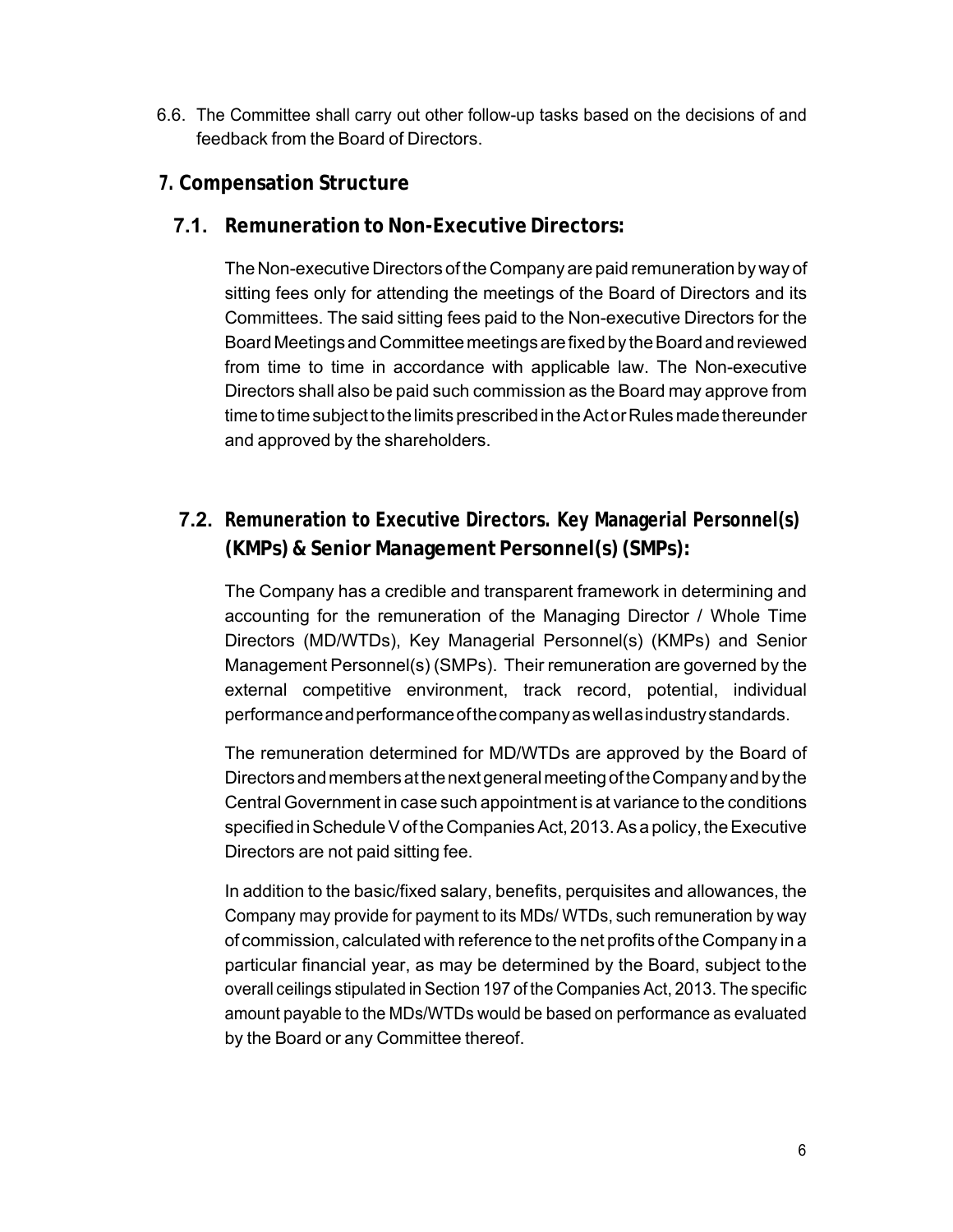6.6. The Committee shall carry out other follow-up tasks based on the decisions of and feedback from the Board of Directors.

## 7. Compensation Structure

### 7.1. Remuneration to Non-Executive Directors:

The Non-executive Directors of the Company are paid remuneration by way of sitting fees only for attending the meetings of the Board of Directors and its Committees. The said sitting fees paid to the Non-executive Directors for the Board Meetings and Committee meetings are fixed by the Board and reviewed from time to time in accordance with applicable law. The Non-executive Directors shall also be paid such commission as the Board may approve from time to time subject to the limits prescribed in the Act or Rules made thereunder and approved by the shareholders.

### 7.2. Remuneration to Executive Directors. Key Managerial Personnel(s) (KMPs) & Senior Management Personnel(s) (SMPs):

The Company has a credible and transparent framework in determining and accounting for the remuneration of the Managing Director / Whole Time Directors (MD/WTDs), Key Managerial Personnel(s) (KMPs) and Senior Management Personnel(s) (SMPs). Their remuneration are governed by the external competitive environment, track record, potential, individual performance and performance of the company as well as industry standards.

The remuneration determined for MD/WTDs are approved by the Board of Directors and members at the next general meeting of the Company and by the Central Government in case such appointment is at variance to the conditions specified in Schedule V of the Companies Act, 2013. As a policy, the Executive Directors are not paid sitting fee.

In addition to the basic/fixed salary, benefits, perquisites and allowances, the Company may provide for payment to its MDs/ WTDs, such remuneration by way of commission, calculated with reference to the net profits of the Company in a particular financial year, as may be determined by the Board, subject to the overall ceilings stipulated in Section 197 of the Companies Act, 2013. The specific amount payable to the MDs/WTDs would be based on performance as evaluated by the Board or any Committee thereof.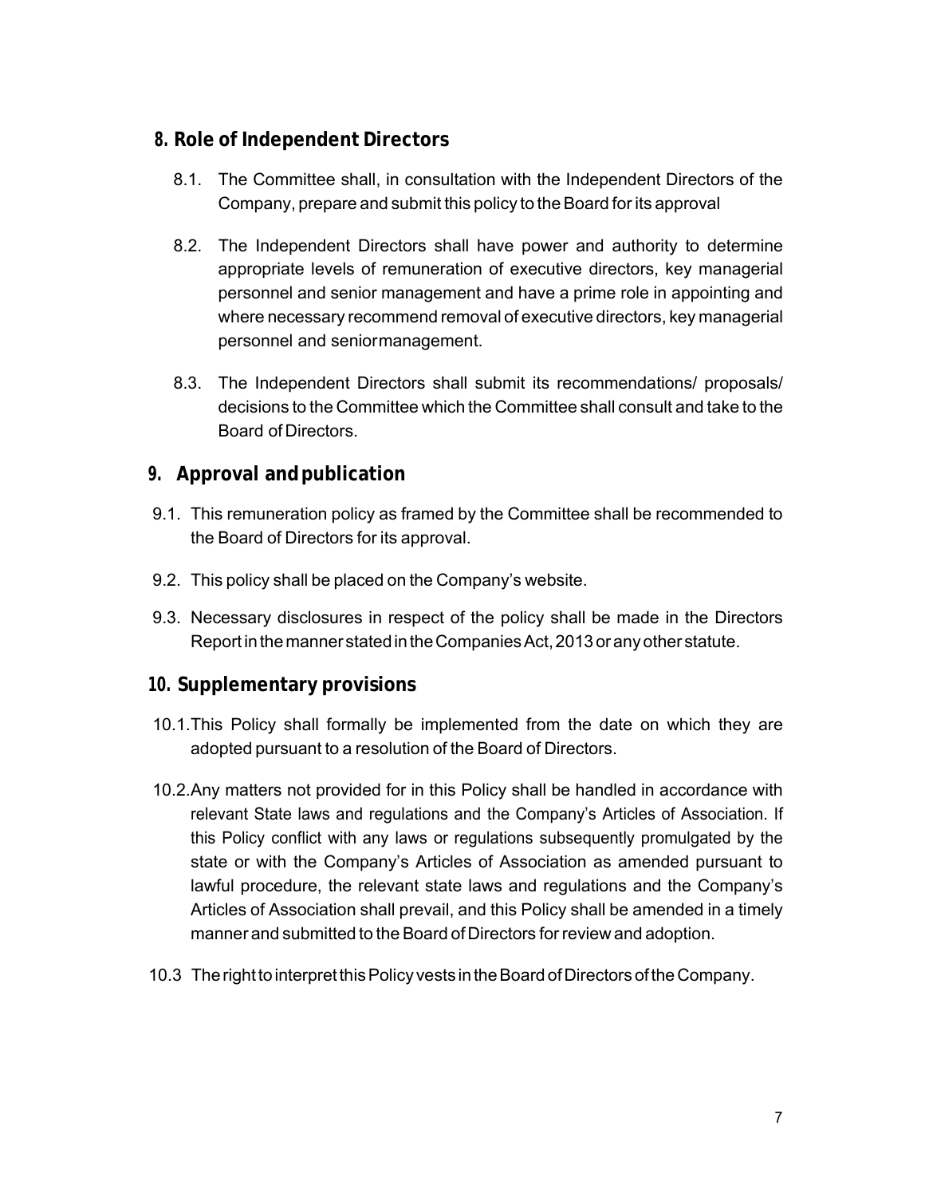## 8. Role of Independent Directors

8.1. The Committee shall, in consultation with the Independent Directors of the Company, prepare and submit this policy to the Board for its approval

8.2. The Independent Directors shall have power and authority to determine appropriate levels of remuneration of executive directors, key managerial personnel and senior management and have a prime role in appointing and where necessary recommend removal of executive directors, key managerial personnel and senior management.

8.3. The Independent Directors shall submit its recommendations/ proposals/ decisions to the Committee which the Committee shall consult and take to the Board of Directors.

## 9. Approval and publication

9.1. This remuneration policy as framed by the Committee shall be recommended to the Board of Directors for its approval.

9.2. This policy shall be placed on the Company's website.

9.3. Necessary disclosures in respect of the policy shall be made in the Directors Report in the manner stated in the Companies Act, 2013 or any other statute.

## 10. Supplementary provisions

10.1. This Policy shall formally be implemented from the date on which they are adopted pursuant to a resolution of the Board of Directors.

10.2. Any matters not provided for in this Policy shall be handled in accordance with relevant State laws and regulations and the Company's Articles of Association. If this Policy conflict with any laws or regulations subsequently promulgated by the state or with the Company's Articles of Association as amended pursuant to lawful procedure, the relevant state laws and regulations and the Company's Articles of Association shall prevail, and this Policy shall be amended in a timely manner and submitted to the Board of Directors for review and adoption.

10.3 The right to interpret this Policy vests in the Board of Directors of the Company.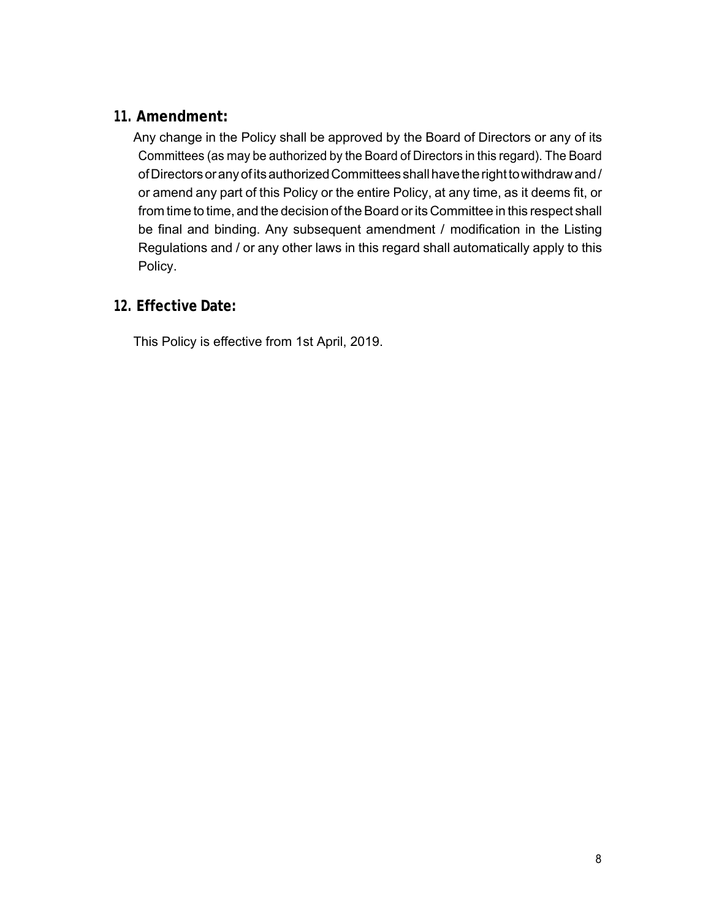## 11. Amendment:

Any change in the Policy shall be approved by the Board of Directors or any of its Committees (as may be authorized by the Board of Directors in this regard). The Board of Directors or any of its authorized Committees shall have the right to withdraw and / or amend any part of this Policy or the entire Policy, at any time, as it deems fit, or from time to time, and the decision of the Board or its Committee in this respect shall be final and binding. Any subsequent amendment / modification in the Listing Regulations and / or any other laws in this regard shall automatically apply to this Policy.

## 12. Effective Date:

This Policy is effective from 1st April, 2019.